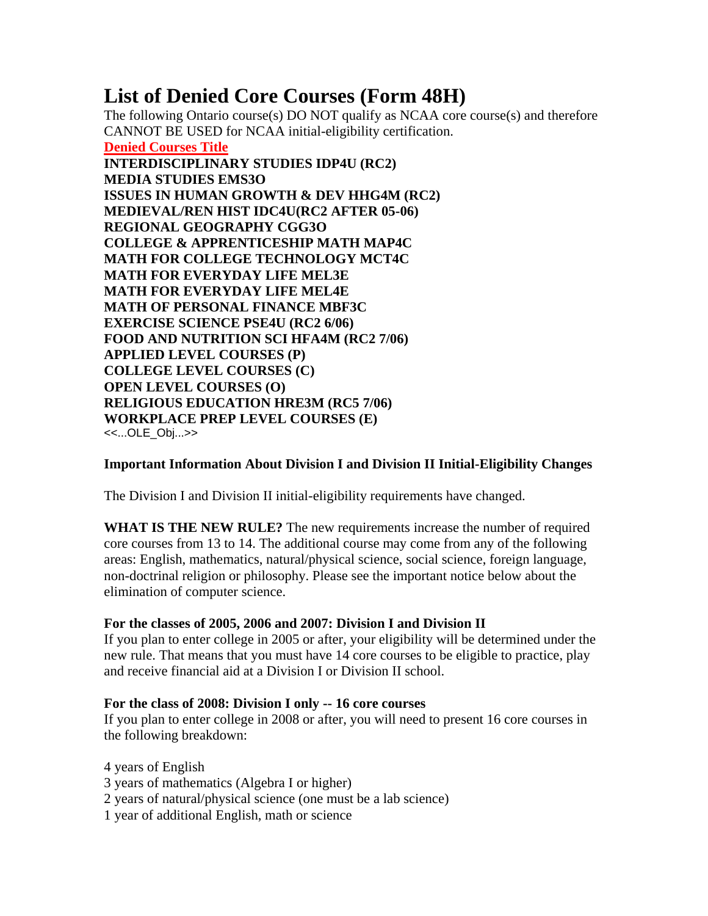# List of Denied Core Courses (Form 48H)

The following Ontario course(s) DO NOT qualify as NCAA core course(s) and therefore CANNOT BE USED for NCAA initial-eligibility certification.

**Denied Courses Title**

**INTERDISCIPLINARY STUDIES IDP4U (RC2)**
**MEDIA STUDIES EMS3O**
**ISSUES IN HUMAN GROWTH & DEV HHG4M (RC2)**
**MEDIEVAL/REN HIST IDC4U(RC2 AFTER 05-06)**
**REGIONAL GEOGRAPHY CGG3O**
**COLLEGE & APPRENTICESHIP MATH MAP4C**
**MATH FOR COLLEGE TECHNOLOGY MCT4C**
**MATH FOR EVERYDAY LIFE MEL3E**
**MATH FOR EVERYDAY LIFE MEL4E**
**MATH OF PERSONAL FINANCE MBF3C**
**EXERCISE SCIENCE PSE4U (RC2 6/06)**
**FOOD AND NUTRITION SCI HFA4M (RC2 7/06)**
**APPLIED LEVEL COURSES (P)**
**COLLEGE LEVEL COURSES (C)**
**OPEN LEVEL COURSES (O)**
**RELIGIOUS EDUCATION HRE3M (RC5 7/06)**
**WORKPLACE PREP LEVEL COURSES (E)**
<<...OLE_Obj...>>

**Important Information About Division I and Division II Initial-Eligibility Changes**

The Division I and Division II initial-eligibility requirements have changed.

**WHAT IS THE NEW RULE?** The new requirements increase the number of required core courses from 13 to 14. The additional course may come from any of the following areas: English, mathematics, natural/physical science, social science, foreign language, non-doctrinal religion or philosophy. Please see the important notice below about the elimination of computer science.

**For the classes of 2005, 2006 and 2007: Division I and Division II**
If you plan to enter college in 2005 or after, your eligibility will be determined under the new rule. That means that you must have 14 core courses to be eligible to practice, play and receive financial aid at a Division I or Division II school.

**For the class of 2008: Division I only -- 16 core courses**
If you plan to enter college in 2008 or after, you will need to present 16 core courses in the following breakdown:

4 years of English
3 years of mathematics (Algebra I or higher)
2 years of natural/physical science (one must be a lab science)
1 year of additional English, math or science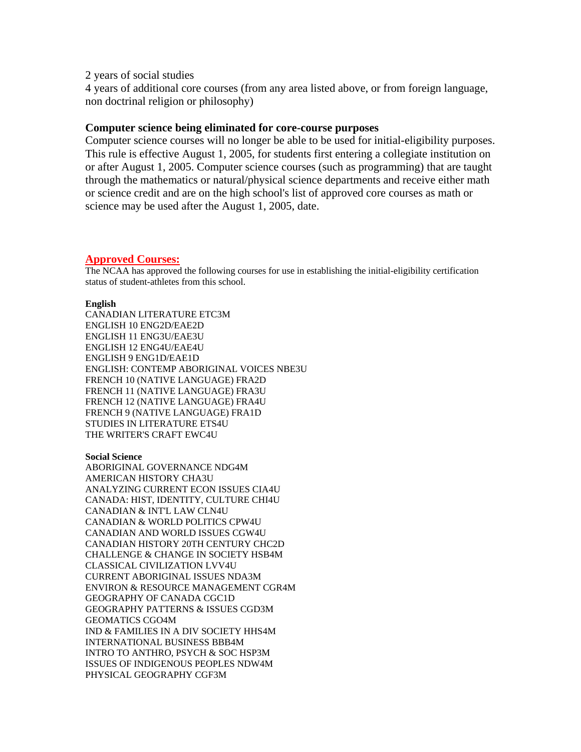2 years of social studies
4 years of additional core courses (from any area listed above, or from foreign language, non doctrinal religion or philosophy)

**Computer science being eliminated for core-course purposes**
Computer science courses will no longer be able to be used for initial-eligibility purposes. This rule is effective August 1, 2005, for students first entering a collegiate institution on or after August 1, 2005. Computer science courses (such as programming) that are taught through the mathematics or natural/physical science departments and receive either math or science credit and are on the high school's list of approved core courses as math or science may be used after the August 1, 2005, date.

## Approved Courses:

The NCAA has approved the following courses for use in establishing the initial-eligibility certification status of student-athletes from this school.

**English**
CANADIAN LITERATURE ETC3M
ENGLISH 10 ENG2D/EAE2D
ENGLISH 11 ENG3U/EAE3U
ENGLISH 12 ENG4U/EAE4U
ENGLISH 9 ENG1D/EAE1D
ENGLISH: CONTEMP ABORIGINAL VOICES NBE3U
FRENCH 10 (NATIVE LANGUAGE) FRA2D
FRENCH 11 (NATIVE LANGUAGE) FRA3U
FRENCH 12 (NATIVE LANGUAGE) FRA4U
FRENCH 9 (NATIVE LANGUAGE) FRA1D
STUDIES IN LITERATURE ETS4U
THE WRITER'S CRAFT EWC4U

**Social Science**
ABORIGINAL GOVERNANCE NDG4M
AMERICAN HISTORY CHA3U
ANALYZING CURRENT ECON ISSUES CIA4U
CANADA: HIST, IDENTITY, CULTURE CHI4U
CANADIAN & INT'L LAW CLN4U
CANADIAN & WORLD POLITICS CPW4U
CANADIAN AND WORLD ISSUES CGW4U
CANADIAN HISTORY 20TH CENTURY CHC2D
CHALLENGE & CHANGE IN SOCIETY HSB4M
CLASSICAL CIVILIZATION LVV4U
CURRENT ABORIGINAL ISSUES NDA3M
ENVIRON & RESOURCE MANAGEMENT CGR4M
GEOGRAPHY OF CANADA CGC1D
GEOGRAPHY PATTERNS & ISSUES CGD3M
GEOMATICS CGO4M
IND & FAMILIES IN A DIV SOCIETY HHS4M
INTERNATIONAL BUSINESS BBB4M
INTRO TO ANTHRO, PSYCH & SOC HSP3M
ISSUES OF INDIGENOUS PEOPLES NDW4M
PHYSICAL GEOGRAPHY CGF3M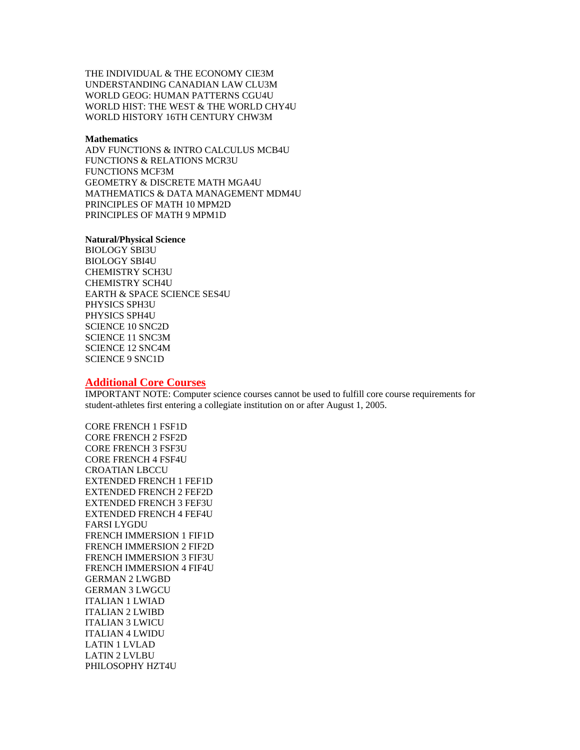THE INDIVIDUAL & THE ECONOMY CIE3M
UNDERSTANDING CANADIAN LAW CLU3M
WORLD GEOG: HUMAN PATTERNS CGU4U
WORLD HIST: THE WEST & THE WORLD CHY4U
WORLD HISTORY 16TH CENTURY CHW3M

**Mathematics**
ADV FUNCTIONS & INTRO CALCULUS MCB4U
FUNCTIONS & RELATIONS MCR3U
FUNCTIONS MCF3M
GEOMETRY & DISCRETE MATH MGA4U
MATHEMATICS & DATA MANAGEMENT MDM4U
PRINCIPLES OF MATH 10 MPM2D
PRINCIPLES OF MATH 9 MPM1D

**Natural/Physical Science**
BIOLOGY SBI3U
BIOLOGY SBI4U
CHEMISTRY SCH3U
CHEMISTRY SCH4U
EARTH & SPACE SCIENCE SES4U
PHYSICS SPH3U
PHYSICS SPH4U
SCIENCE 10 SNC2D
SCIENCE 11 SNC3M
SCIENCE 12 SNC4M
SCIENCE 9 SNC1D

## Additional Core Courses

IMPORTANT NOTE: Computer science courses cannot be used to fulfill core course requirements for student-athletes first entering a collegiate institution on or after August 1, 2005.

CORE FRENCH 1 FSF1D
CORE FRENCH 2 FSF2D
CORE FRENCH 3 FSF3U
CORE FRENCH 4 FSF4U
CROATIAN LBCCU
EXTENDED FRENCH 1 FEF1D
EXTENDED FRENCH 2 FEF2D
EXTENDED FRENCH 3 FEF3U
EXTENDED FRENCH 4 FEF4U
FARSI LYGDU
FRENCH IMMERSION 1 FIF1D
FRENCH IMMERSION 2 FIF2D
FRENCH IMMERSION 3 FIF3U
FRENCH IMMERSION 4 FIF4U
GERMAN 2 LWGBD
GERMAN 3 LWGCU
ITALIAN 1 LWIAD
ITALIAN 2 LWIBD
ITALIAN 3 LWICU
ITALIAN 4 LWIDU
LATIN 1 LVLAD
LATIN 2 LVLBU
PHILOSOPHY HZT4U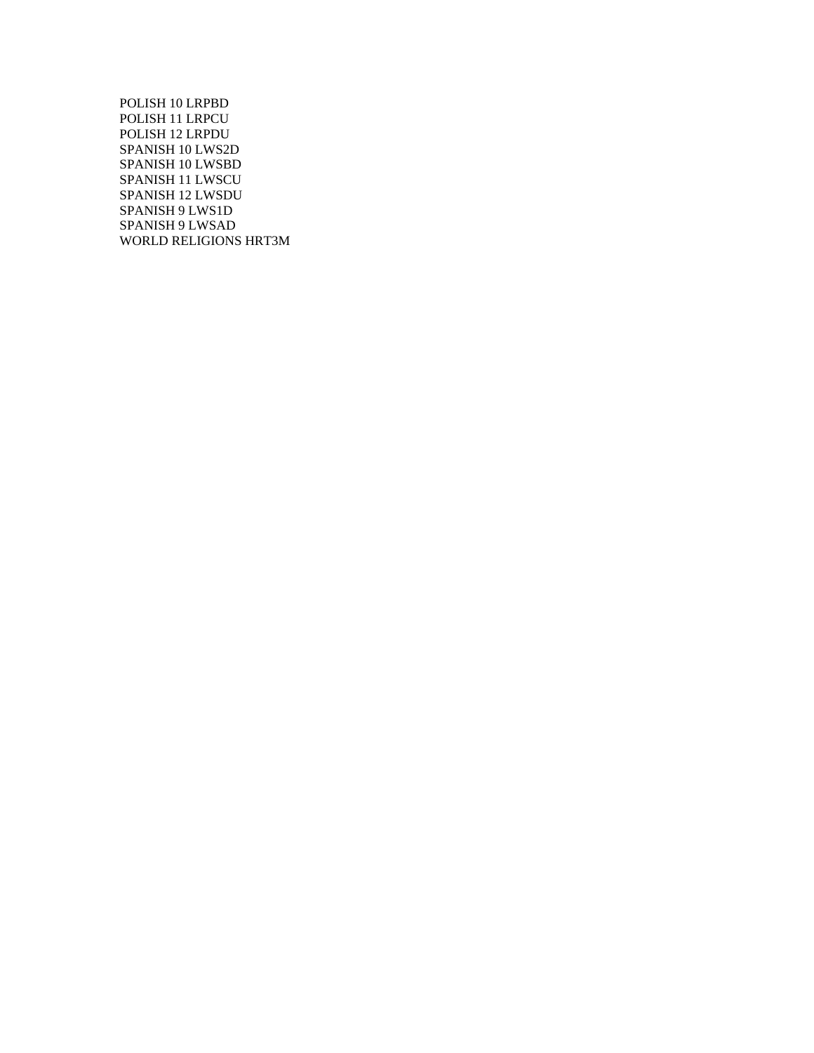POLISH 10 LRPBD  
POLISH 11 LRPCU  
POLISH 12 LRPDU  
SPANISH 10 LWS2D  
SPANISH 10 LWSBD  
SPANISH 11 LWSCU  
SPANISH 12 LWSDU  
SPANISH 9 LWS1D  
SPANISH 9 LWSAD  
WORLD RELIGIONS HRT3M